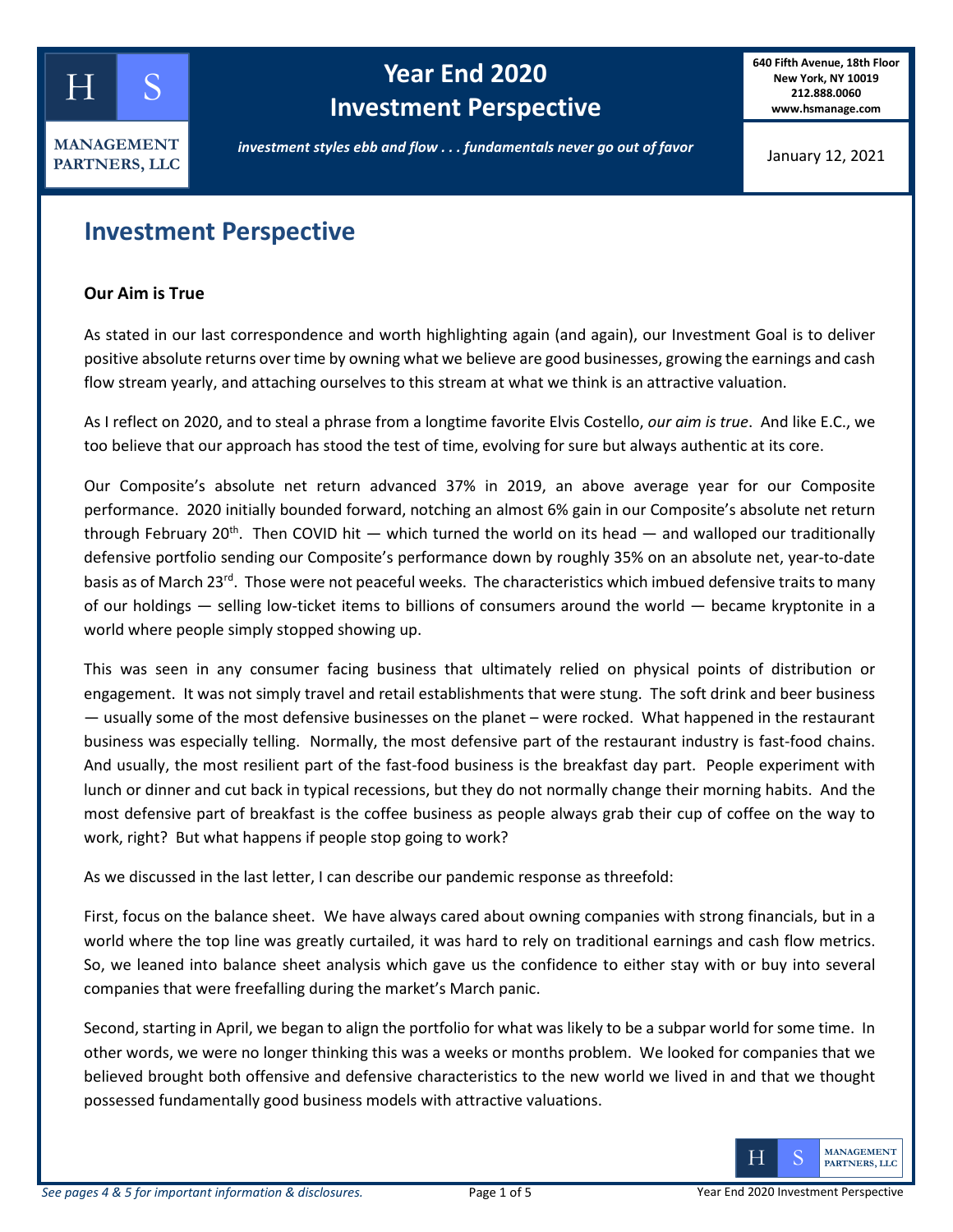# Year End 2020 Investment Perspective

**H S MANAGEMENT PARTNERS, LLC**

**640 Fifth Avenue, 18th Floor**
**New York, NY 10019**
**212.888.0060**
**www.hsmanage.com**

*investment styles ebb and flow . . . fundamentals never go out of favor*

January 12, 2021

## Investment Perspective

### Our Aim is True

As stated in our last correspondence and worth highlighting again (and again), our Investment Goal is to deliver positive absolute returns over time by owning what we believe are good businesses, growing the earnings and cash flow stream yearly, and attaching ourselves to this stream at what we think is an attractive valuation.

As I reflect on 2020, and to steal a phrase from a longtime favorite Elvis Costello, *our aim is true*. And like E.C., we too believe that our approach has stood the test of time, evolving for sure but always authentic at its core.

Our Composite's absolute net return advanced 37% in 2019, an above average year for our Composite performance. 2020 initially bounded forward, notching an almost 6% gain in our Composite's absolute net return through February 20th. Then COVID hit — which turned the world on its head — and walloped our traditionally defensive portfolio sending our Composite's performance down by roughly 35% on an absolute net, year-to-date basis as of March 23rd. Those were not peaceful weeks. The characteristics which imbued defensive traits to many of our holdings — selling low-ticket items to billions of consumers around the world — became kryptonite in a world where people simply stopped showing up.

This was seen in any consumer facing business that ultimately relied on physical points of distribution or engagement. It was not simply travel and retail establishments that were stung. The soft drink and beer business — usually some of the most defensive businesses on the planet – were rocked. What happened in the restaurant business was especially telling. Normally, the most defensive part of the restaurant industry is fast-food chains. And usually, the most resilient part of the fast-food business is the breakfast day part. People experiment with lunch or dinner and cut back in typical recessions, but they do not normally change their morning habits. And the most defensive part of breakfast is the coffee business as people always grab their cup of coffee on the way to work, right? But what happens if people stop going to work?

As we discussed in the last letter, I can describe our pandemic response as threefold:

First, focus on the balance sheet. We have always cared about owning companies with strong financials, but in a world where the top line was greatly curtailed, it was hard to rely on traditional earnings and cash flow metrics. So, we leaned into balance sheet analysis which gave us the confidence to either stay with or buy into several companies that were freefalling during the market's March panic.

Second, starting in April, we began to align the portfolio for what was likely to be a subpar world for some time. In other words, we were no longer thinking this was a weeks or months problem. We looked for companies that we believed brought both offensive and defensive characteristics to the new world we lived in and that we thought possessed fundamentally good business models with attractive valuations.

*See pages 4 & 5 for important information & disclosures.*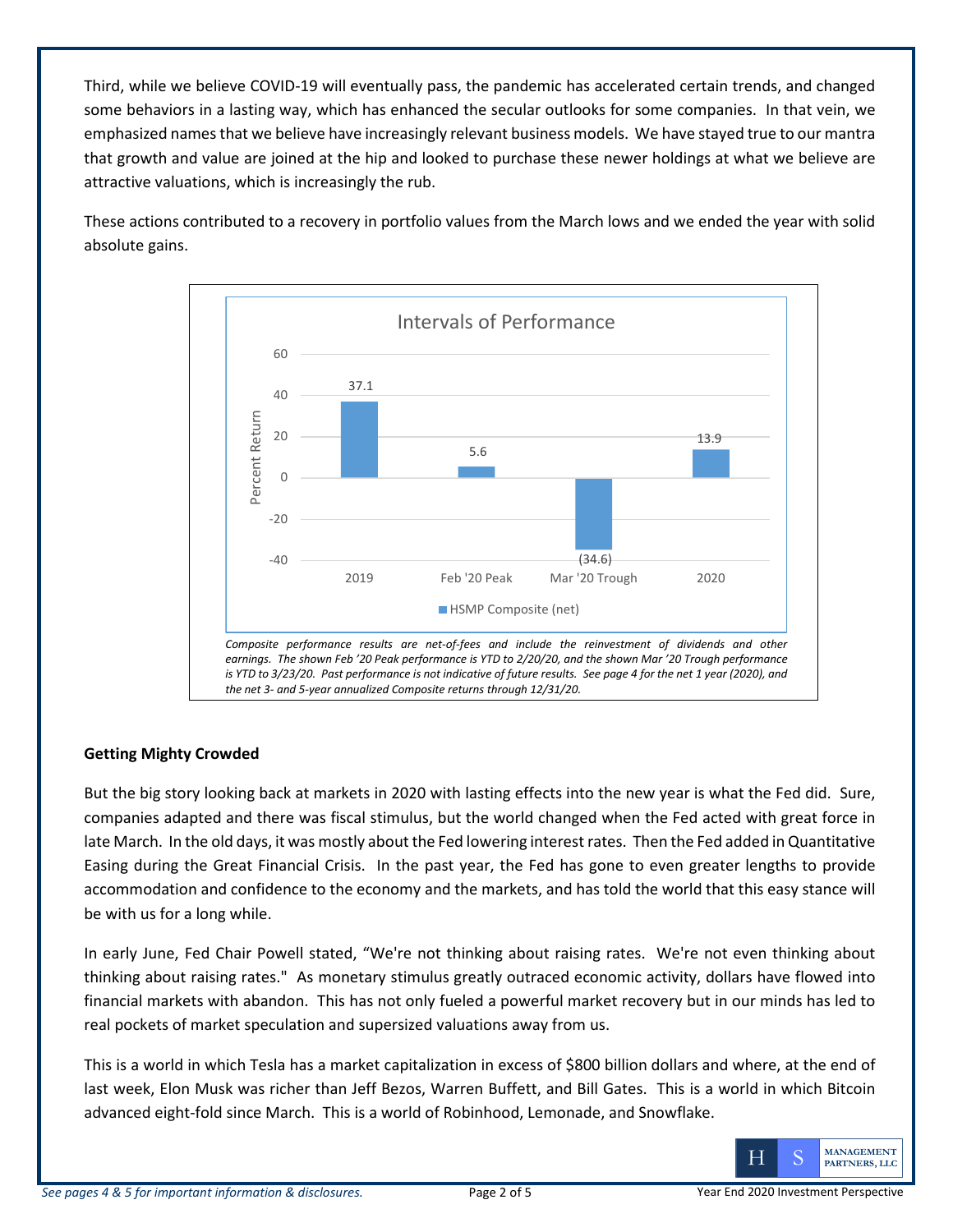Third, while we believe COVID-19 will eventually pass, the pandemic has accelerated certain trends, and changed some behaviors in a lasting way, which has enhanced the secular outlooks for some companies. In that vein, we emphasized names that we believe have increasingly relevant business models. We have stayed true to our mantra that growth and value are joined at the hip and looked to purchase these newer holdings at what we believe are attractive valuations, which is increasingly the rub.

These actions contributed to a recovery in portfolio values from the March lows and we ended the year with solid absolute gains.

**Intervals of Performance**

| | HSMP Composite (net) Percent Return |
|---|---|
| 2019 | 37.1 |
| Feb '20 Peak | 5.6 |
| Mar '20 Trough | (34.6) |
| 2020 | 13.9 |

*Composite performance results are net-of-fees and include the reinvestment of dividends and other earnings. The shown Feb '20 Peak performance is YTD to 2/20/20, and the shown Mar '20 Trough performance is YTD to 3/23/20. Past performance is not indicative of future results. See page 4 for the net 1 year (2020), and the net 3- and 5-year annualized Composite returns through 12/31/20.*

## Getting Mighty Crowded

But the big story looking back at markets in 2020 with lasting effects into the new year is what the Fed did. Sure, companies adapted and there was fiscal stimulus, but the world changed when the Fed acted with great force in late March. In the old days, it was mostly about the Fed lowering interest rates. Then the Fed added in Quantitative Easing during the Great Financial Crisis. In the past year, the Fed has gone to even greater lengths to provide accommodation and confidence to the economy and the markets, and has told the world that this easy stance will be with us for a long while.

In early June, Fed Chair Powell stated, "We're not thinking about raising rates. We're not even thinking about thinking about raising rates." As monetary stimulus greatly outraced economic activity, dollars have flowed into financial markets with abandon. This has not only fueled a powerful market recovery but in our minds has led to real pockets of market speculation and supersized valuations away from us.

This is a world in which Tesla has a market capitalization in excess of $800 billion dollars and where, at the end of last week, Elon Musk was richer than Jeff Bezos, Warren Buffett, and Bill Gates. This is a world in which Bitcoin advanced eight-fold since March. This is a world of Robinhood, Lemonade, and Snowflake.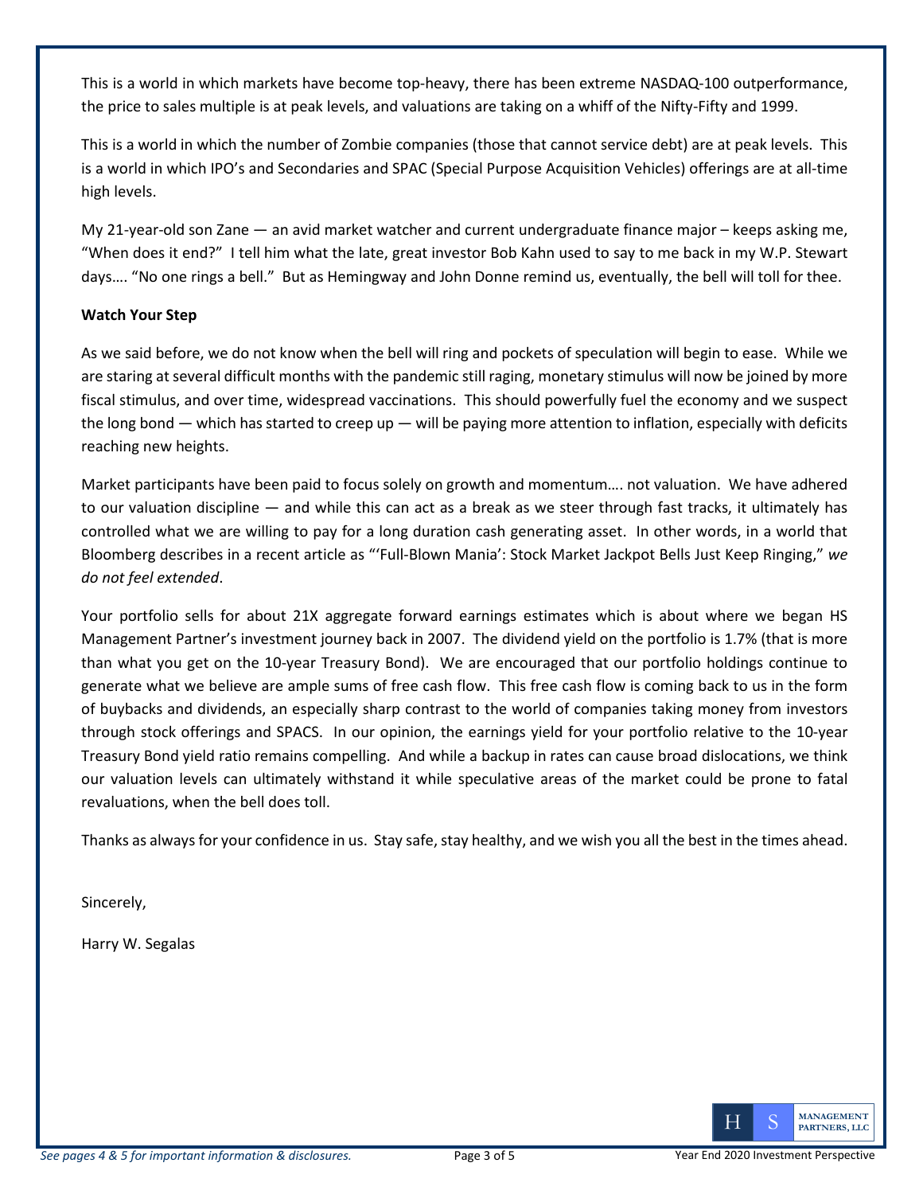This is a world in which markets have become top-heavy, there has been extreme NASDAQ-100 outperformance, the price to sales multiple is at peak levels, and valuations are taking on a whiff of the Nifty-Fifty and 1999.

This is a world in which the number of Zombie companies (those that cannot service debt) are at peak levels. This is a world in which IPO's and Secondaries and SPAC (Special Purpose Acquisition Vehicles) offerings are at all-time high levels.

My 21-year-old son Zane — an avid market watcher and current undergraduate finance major – keeps asking me, "When does it end?" I tell him what the late, great investor Bob Kahn used to say to me back in my W.P. Stewart days…. "No one rings a bell." But as Hemingway and John Donne remind us, eventually, the bell will toll for thee.

**Watch Your Step**

As we said before, we do not know when the bell will ring and pockets of speculation will begin to ease. While we are staring at several difficult months with the pandemic still raging, monetary stimulus will now be joined by more fiscal stimulus, and over time, widespread vaccinations. This should powerfully fuel the economy and we suspect the long bond — which has started to creep up — will be paying more attention to inflation, especially with deficits reaching new heights.

Market participants have been paid to focus solely on growth and momentum…. not valuation. We have adhered to our valuation discipline — and while this can act as a break as we steer through fast tracks, it ultimately has controlled what we are willing to pay for a long duration cash generating asset. In other words, in a world that Bloomberg describes in a recent article as "'Full-Blown Mania': Stock Market Jackpot Bells Just Keep Ringing," *we do not feel extended*.

Your portfolio sells for about 21X aggregate forward earnings estimates which is about where we began HS Management Partner's investment journey back in 2007. The dividend yield on the portfolio is 1.7% (that is more than what you get on the 10-year Treasury Bond). We are encouraged that our portfolio holdings continue to generate what we believe are ample sums of free cash flow. This free cash flow is coming back to us in the form of buybacks and dividends, an especially sharp contrast to the world of companies taking money from investors through stock offerings and SPACS. In our opinion, the earnings yield for your portfolio relative to the 10-year Treasury Bond yield ratio remains compelling. And while a backup in rates can cause broad dislocations, we think our valuation levels can ultimately withstand it while speculative areas of the market could be prone to fatal revaluations, when the bell does toll.

Thanks as always for your confidence in us. Stay safe, stay healthy, and we wish you all the best in the times ahead.

Sincerely,

Harry W. Segalas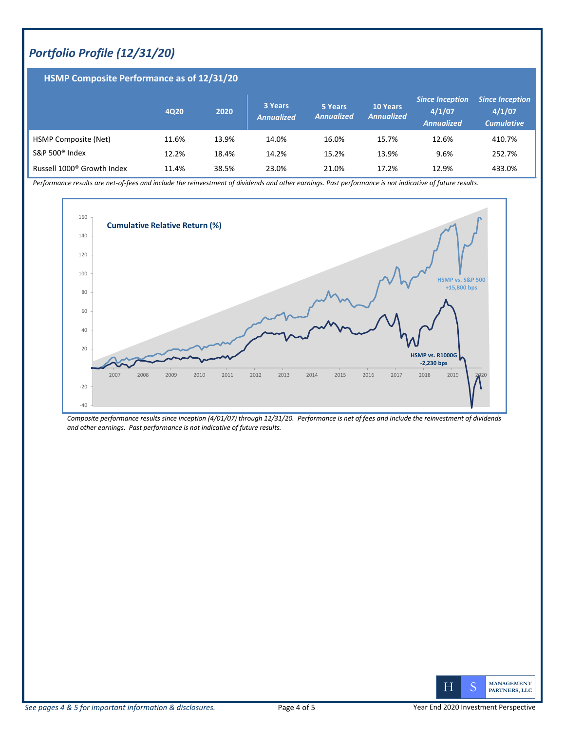## *Portfolio Profile (12/31/20)*

### HSMP Composite Performance as of 12/31/20

| | 4Q20 | 2020 | 3 Years *Annualized* | 5 Years *Annualized* | 10 Years *Annualized* | *Since Inception 4/1/07 Annualized* | *Since Inception 4/1/07 Cumulative* |
|---|---|---|---|---|---|---|---|
| HSMP Composite (Net) | 11.6% | 13.9% | 14.0% | 16.0% | 15.7% | 12.6% | 410.7% |
| S&P 500® Index | 12.2% | 18.4% | 14.2% | 15.2% | 13.9% | 9.6% | 252.7% |
| Russell 1000® Growth Index | 11.4% | 38.5% | 23.0% | 21.0% | 17.2% | 12.9% | 433.0% |

*Performance results are net-of-fees and include the reinvestment of dividends and other earnings. Past performance is not indicative of future results.*

**Cumulative Relative Return (%)**

HSMP vs. S&P 500 +15,800 bps

HSMP vs. R1000G -2,230 bps

*Composite performance results since inception (4/01/07) through 12/31/20. Performance is net of fees and include the reinvestment of dividends and other earnings. Past performance is not indicative of future results.*

*See pages 4 & 5 for important information & disclosures.*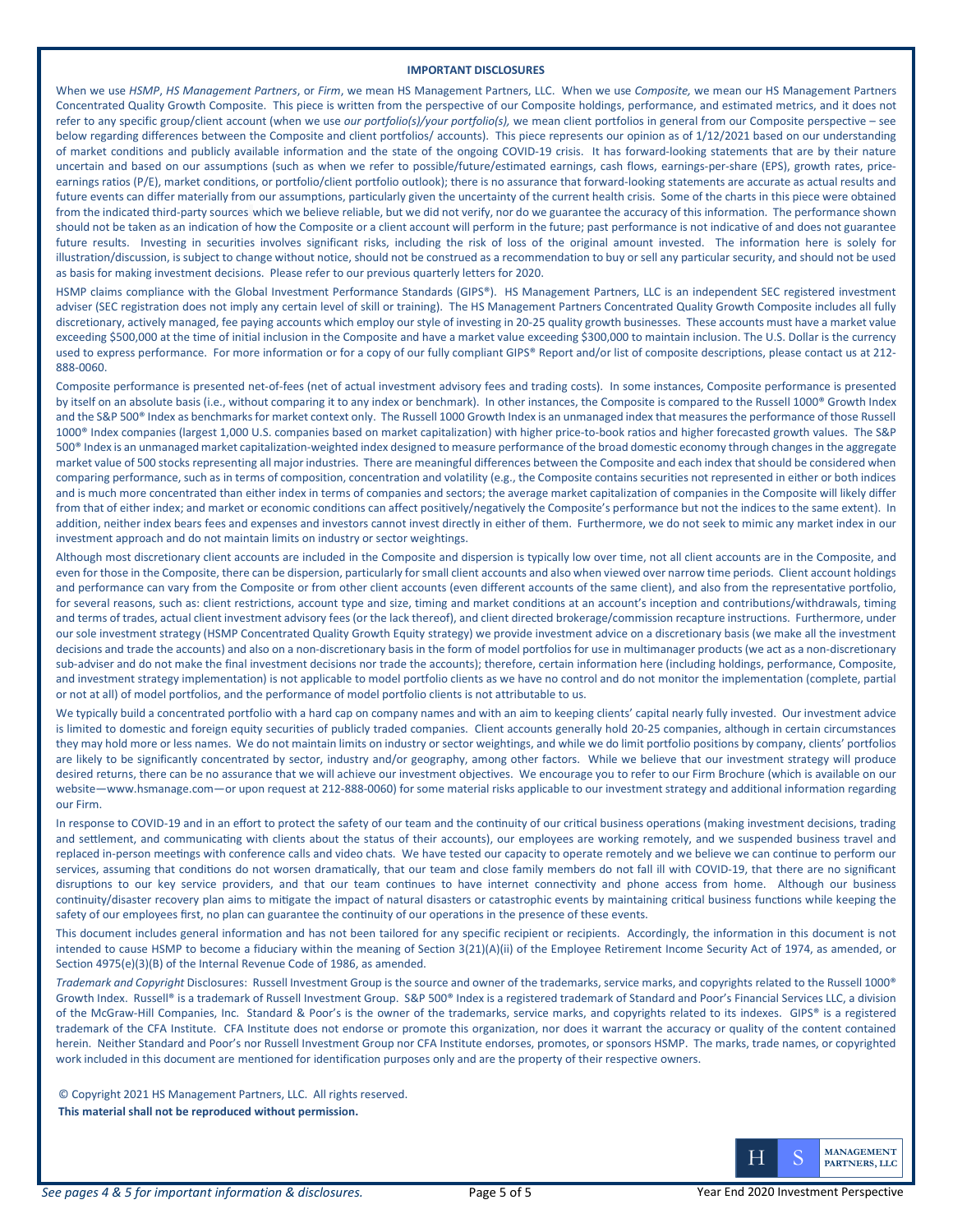## IMPORTANT DISCLOSURES

When we use *HSMP*, *HS Management Partners*, or *Firm*, we mean HS Management Partners, LLC. When we use *Composite,* we mean our HS Management Partners Concentrated Quality Growth Composite. This piece is written from the perspective of our Composite holdings, performance, and estimated metrics, and it does not refer to any specific group/client account (when we use *our portfolio(s)/your portfolio(s),* we mean client portfolios in general from our Composite perspective – see below regarding differences between the Composite and client portfolios/ accounts). This piece represents our opinion as of 1/12/2021 based on our understanding of market conditions and publicly available information and the state of the ongoing COVID-19 crisis. It has forward-looking statements that are by their nature uncertain and based on our assumptions (such as when we refer to possible/future/estimated earnings, cash flows, earnings-per-share (EPS), growth rates, price-earnings ratios (P/E), market conditions, or portfolio/client portfolio outlook); there is no assurance that forward-looking statements are accurate as actual results and future events can differ materially from our assumptions, particularly given the uncertainty of the current health crisis. Some of the charts in this piece were obtained from the indicated third-party sources which we believe reliable, but we did not verify, nor do we guarantee the accuracy of this information. The performance shown should not be taken as an indication of how the Composite or a client account will perform in the future; past performance is not indicative of and does not guarantee future results. Investing in securities involves significant risks, including the risk of loss of the original amount invested. The information here is solely for illustration/discussion, is subject to change without notice, should not be construed as a recommendation to buy or sell any particular security, and should not be used as basis for making investment decisions. Please refer to our previous quarterly letters for 2020.

HSMP claims compliance with the Global Investment Performance Standards (GIPS®). HS Management Partners, LLC is an independent SEC registered investment adviser (SEC registration does not imply any certain level of skill or training). The HS Management Partners Concentrated Quality Growth Composite includes all fully discretionary, actively managed, fee paying accounts which employ our style of investing in 20-25 quality growth businesses. These accounts must have a market value exceeding \$500,000 at the time of initial inclusion in the Composite and have a market value exceeding \$300,000 to maintain inclusion. The U.S. Dollar is the currency used to express performance. For more information or for a copy of our fully compliant GIPS® Report and/or list of composite descriptions, please contact us at 212-888-0060.

Composite performance is presented net-of-fees (net of actual investment advisory fees and trading costs). In some instances, Composite performance is presented by itself on an absolute basis (i.e., without comparing it to any index or benchmark). In other instances, the Composite is compared to the Russell 1000® Growth Index and the S&P 500® Index as benchmarks for market context only. The Russell 1000 Growth Index is an unmanaged index that measures the performance of those Russell 1000® Index companies (largest 1,000 U.S. companies based on market capitalization) with higher price-to-book ratios and higher forecasted growth values. The S&P 500® Index is an unmanaged market capitalization-weighted index designed to measure performance of the broad domestic economy through changes in the aggregate market value of 500 stocks representing all major industries. There are meaningful differences between the Composite and each index that should be considered when comparing performance, such as in terms of composition, concentration and volatility (e.g., the Composite contains securities not represented in either or both indices and is much more concentrated than either index in terms of companies and sectors; the average market capitalization of companies in the Composite will likely differ from that of either index; and market or economic conditions can affect positively/negatively the Composite's performance but not the indices to the same extent). In addition, neither index bears fees and expenses and investors cannot invest directly in either of them. Furthermore, we do not seek to mimic any market index in our investment approach and do not maintain limits on industry or sector weightings.

Although most discretionary client accounts are included in the Composite and dispersion is typically low over time, not all client accounts are in the Composite, and even for those in the Composite, there can be dispersion, particularly for small client accounts and also when viewed over narrow time periods. Client account holdings and performance can vary from the Composite or from other client accounts (even different accounts of the same client), and also from the representative portfolio, for several reasons, such as: client restrictions, account type and size, timing and market conditions at an account's inception and contributions/withdrawals, timing and terms of trades, actual client investment advisory fees (or the lack thereof), and client directed brokerage/commission recapture instructions. Furthermore, under our sole investment strategy (HSMP Concentrated Quality Growth Equity strategy) we provide investment advice on a discretionary basis (we make all the investment decisions and trade the accounts) and also on a non-discretionary basis in the form of model portfolios for use in multimanager products (we act as a non-discretionary sub-adviser and do not make the final investment decisions nor trade the accounts); therefore, certain information here (including holdings, performance, Composite, and investment strategy implementation) is not applicable to model portfolio clients as we have no control and do not monitor the implementation (complete, partial or not at all) of model portfolios, and the performance of model portfolio clients is not attributable to us.

We typically build a concentrated portfolio with a hard cap on company names and with an aim to keeping clients' capital nearly fully invested. Our investment advice is limited to domestic and foreign equity securities of publicly traded companies. Client accounts generally hold 20-25 companies, although in certain circumstances they may hold more or less names. We do not maintain limits on industry or sector weightings, and while we do limit portfolio positions by company, clients' portfolios are likely to be significantly concentrated by sector, industry and/or geography, among other factors. While we believe that our investment strategy will produce desired returns, there can be no assurance that we will achieve our investment objectives. We encourage you to refer to our Firm Brochure (which is available on our website—www.hsmanage.com—or upon request at 212-888-0060) for some material risks applicable to our investment strategy and additional information regarding our Firm.

In response to COVID-19 and in an effort to protect the safety of our team and the continuity of our critical business operations (making investment decisions, trading and settlement, and communicating with clients about the status of their accounts), our employees are working remotely, and we suspended business travel and replaced in-person meetings with conference calls and video chats. We have tested our capacity to operate remotely and we believe we can continue to perform our services, assuming that conditions do not worsen dramatically, that our team and close family members do not fall ill with COVID-19, that there are no significant disruptions to our key service providers, and that our team continues to have internet connectivity and phone access from home. Although our business continuity/disaster recovery plan aims to mitigate the impact of natural disasters or catastrophic events by maintaining critical business functions while keeping the safety of our employees first, no plan can guarantee the continuity of our operations in the presence of these events.

This document includes general information and has not been tailored for any specific recipient or recipients. Accordingly, the information in this document is not intended to cause HSMP to become a fiduciary within the meaning of Section 3(21)(A)(ii) of the Employee Retirement Income Security Act of 1974, as amended, or Section 4975(e)(3)(B) of the Internal Revenue Code of 1986, as amended.

*Trademark and Copyright* Disclosures: Russell Investment Group is the source and owner of the trademarks, service marks, and copyrights related to the Russell 1000® Growth Index. Russell® is a trademark of Russell Investment Group. S&P 500® Index is a registered trademark of Standard and Poor's Financial Services LLC, a division of the McGraw-Hill Companies, Inc. Standard & Poor's is the owner of the trademarks, service marks, and copyrights related to its indexes. GIPS® is a registered trademark of the CFA Institute. CFA Institute does not endorse or promote this organization, nor does it warrant the accuracy or quality of the content contained herein. Neither Standard and Poor's nor Russell Investment Group nor CFA Institute endorses, promotes, or sponsors HSMP. The marks, trade names, or copyrighted work included in this document are mentioned for identification purposes only and are the property of their respective owners.

© Copyright 2021 HS Management Partners, LLC. All rights reserved.

**This material shall not be reproduced without permission.**

H S MANAGEMENT PARTNERS, LLC